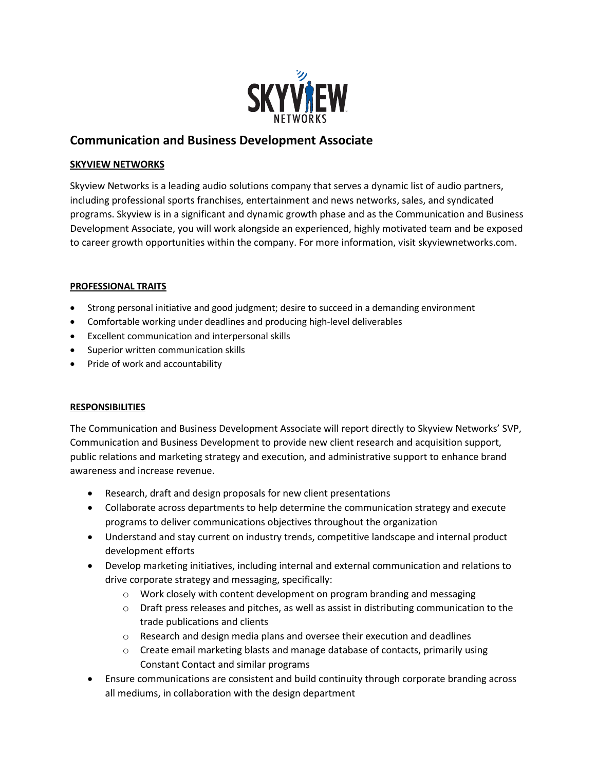# Communication and Business Development Associate

## SKYVIEW NETWORKS

Skyview Networks is a leading audio solutions company that serves a dynamic list of audio partners, including professional sports franchises, entertainment and news networks, sales, and syndicated programs. Skyview is in a significant and dynamic growth phase and as the Communication and Business Development Associate, you will work alongside an experienced, highly motivated team and be exposed to career growth opportunities within the company. For more information, visit skyviewnetworks.com.

## PROFESSIONAL TRAITS

- Strong personal initiative and good judgment; desire to succeed in a demanding environment
- Comfortable working under deadlines and producing high-level deliverables
- Excellent communication and interpersonal skills
- Superior written communication skills
- Pride of work and accountability

## RESPONSIBILITIES

The Communication and Business Development Associate will report directly to Skyview Networks' SVP, Communication and Business Development to provide new client research and acquisition support, public relations and marketing strategy and execution, and administrative support to enhance brand awareness and increase revenue.

- Research, draft and design proposals for new client presentations
- Collaborate across departments to help determine the communication strategy and execute programs to deliver communications objectives throughout the organization
- Understand and stay current on industry trends, competitive landscape and internal product development efforts
- Develop marketing initiatives, including internal and external communication and relations to drive corporate strategy and messaging, specifically:
  - Work closely with content development on program branding and messaging
  - Draft press releases and pitches, as well as assist in distributing communication to the trade publications and clients
  - Research and design media plans and oversee their execution and deadlines
  - Create email marketing blasts and manage database of contacts, primarily using Constant Contact and similar programs
- Ensure communications are consistent and build continuity through corporate branding across all mediums, in collaboration with the design department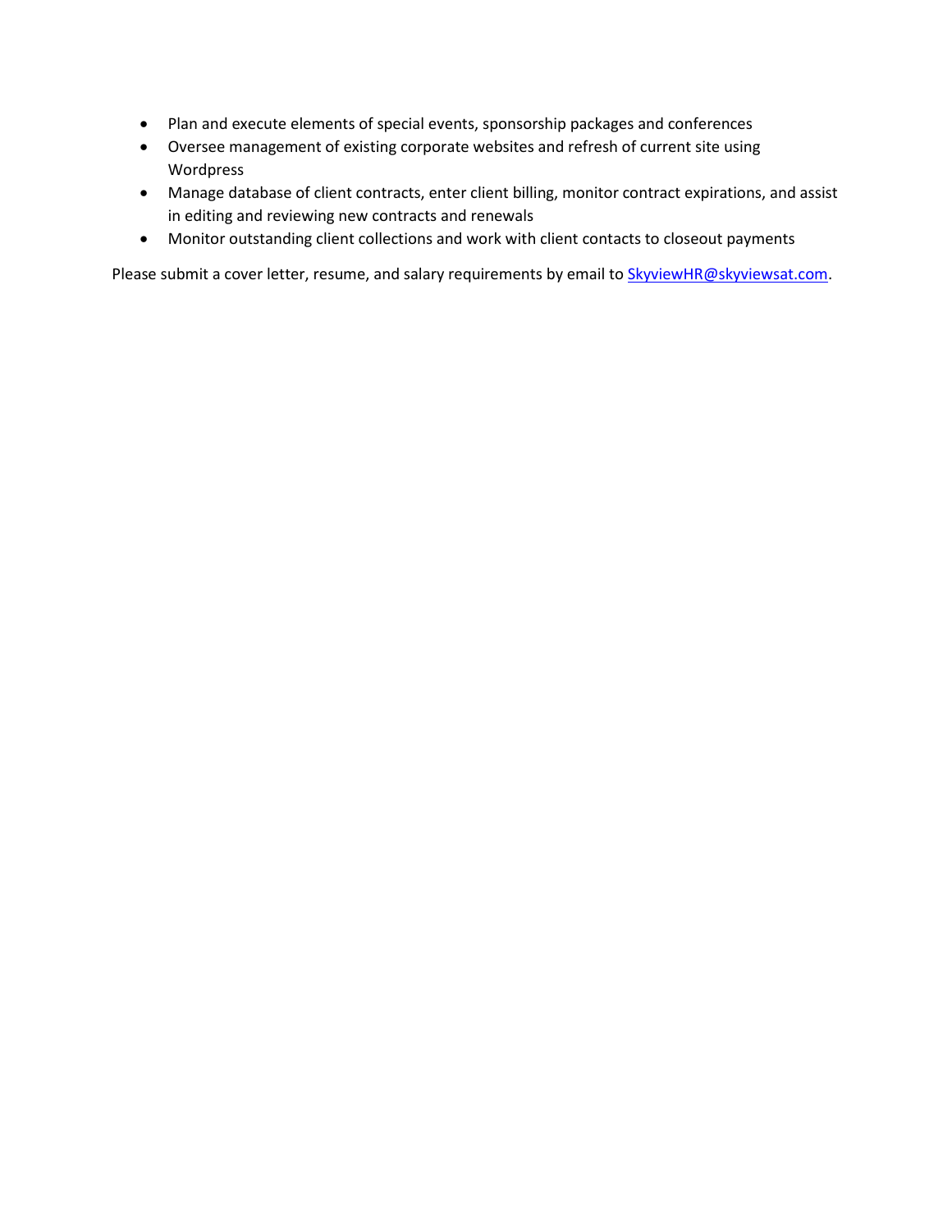- Plan and execute elements of special events, sponsorship packages and conferences
- Oversee management of existing corporate websites and refresh of current site using Wordpress
- Manage database of client contracts, enter client billing, monitor contract expirations, and assist in editing and reviewing new contracts and renewals
- Monitor outstanding client collections and work with client contacts to closeout payments

Please submit a cover letter, resume, and salary requirements by email to [SkyviewHR@skyviewsat.com](mailto:SkyviewHR@skyviewsat.com).